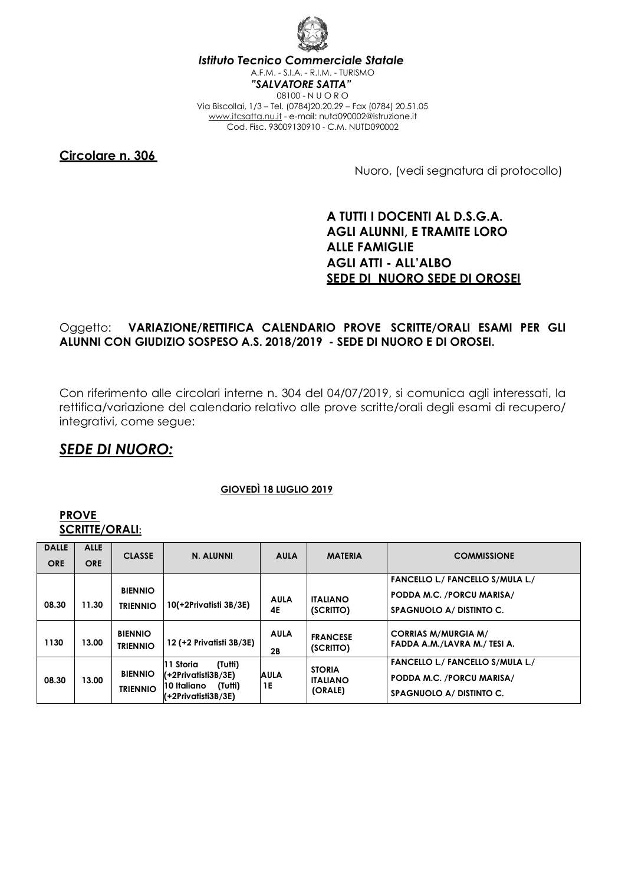*Istituto Tecnico Commerciale Statale*

A.F.M. - S.I.A. - R.I.M. - TURISMO

*"SALVATORE SATTA"*

08100 - N U O R O

Via Biscollai, 1/3 – Tel. (0784)20.20.29 – Fax (0784) 20.51.05

www.itcsatta.nu.it - e-mail: nutd090002@istruzione.it

Cod. Fisc. 93009130910 - C.M. NUTD090002

**Circolare n. 306**

Nuoro, (vedi segnatura di protocollo)

**A TUTTI I DOCENTI AL D.S.G.A.**
**AGLI ALUNNI, E TRAMITE LORO**
**ALLE FAMIGLIE**
**AGLI ATTI - ALL'ALBO**
**SEDE DI NUORO SEDE DI OROSEI**

Oggetto: **VARIAZIONE/RETTIFICA CALENDARIO PROVE SCRITTE/ORALI ESAMI PER GLI ALUNNI CON GIUDIZIO SOSPESO A.S. 2018/2019 - SEDE DI NUORO E DI OROSEI.**

Con riferimento alle circolari interne n. 304 del 04/07/2019, si comunica agli interessati, la rettifica/variazione del calendario relativo alle prove scritte/orali degli esami di recupero/ integrativi, come segue:

## *SEDE DI NUORO:*

**GIOVEDÌ 18 LUGLIO 2019**

**PROVE SCRITTE/ORALI:**

| DALLE ORE | ALLE ORE | CLASSE | N. ALUNNI | AULA | MATERIA | COMMISSIONE |
|---|---|---|---|---|---|---|
| 08.30 | 11.30 | BIENNIO TRIENNIO | 10(+2Privatisti 3B/3E) | AULA 4E | ITALIANO (SCRITTO) | FANCELLO L./ FANCELLO S/MULA L./ PODDA M.C. /PORCU MARISA/ SPAGNUOLO A/ DISTINTO C. |
| 1130 | 13.00 | BIENNIO TRIENNIO | 12 (+2 Privatisti 3B/3E) | AULA 2B | FRANCESE (SCRITTO) | CORRIAS M/MURGIA M/ FADDA A.M./LAVRA M./ TESI A. |
| 08.30 | 13.00 | BIENNIO TRIENNIO | 11 Storia (Tutti) (+2Privatisti3B/3E) 10 Italiano (Tutti) (+2Privatisti3B/3E) | AULA 1E | STORIA ITALIANO (ORALE) | FANCELLO L./ FANCELLO S/MULA L./ PODDA M.C. /PORCU MARISA/ SPAGNUOLO A/ DISTINTO C. |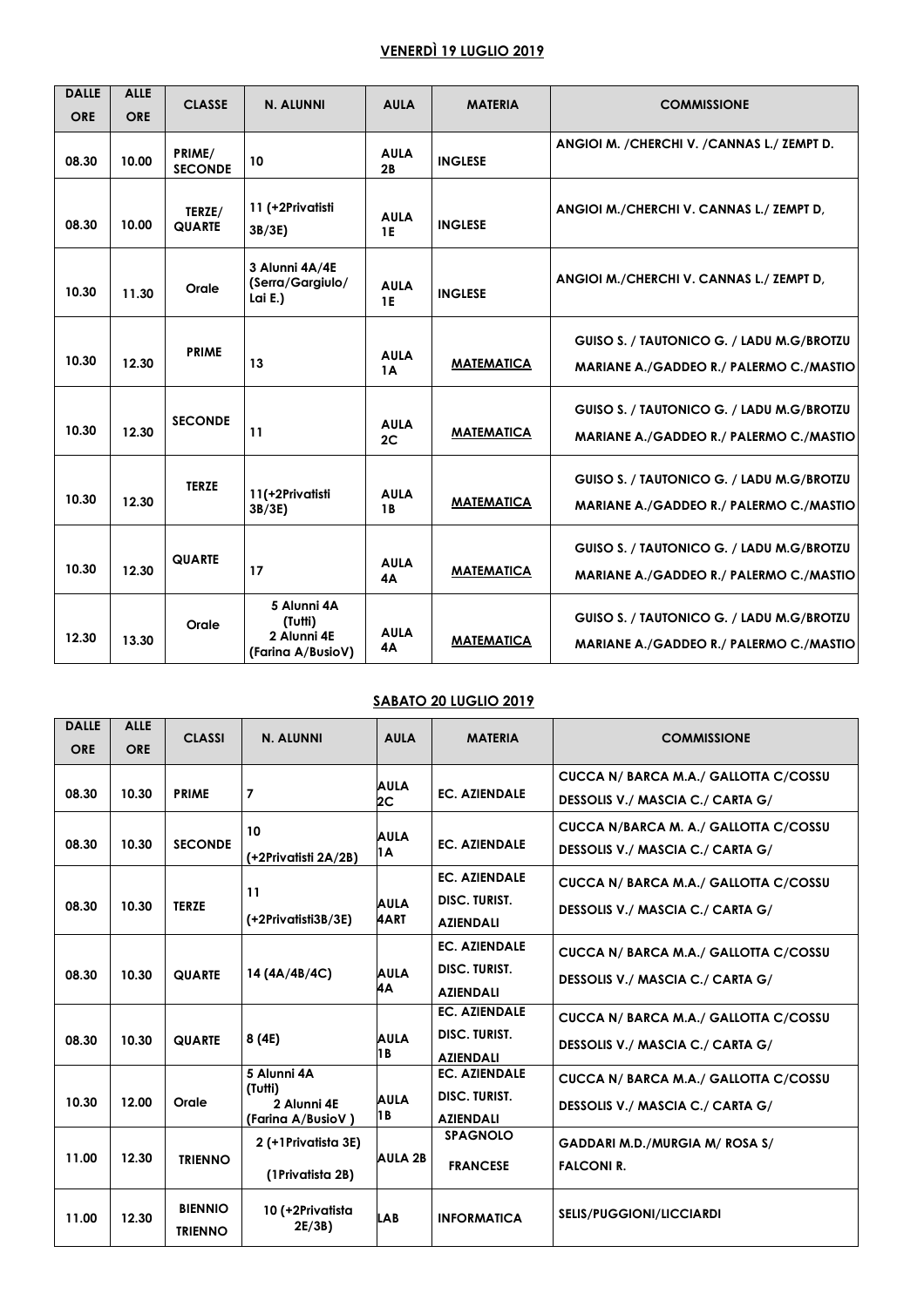## VENERDÌ 19 LUGLIO 2019

| DALLE ORE | ALLE ORE | CLASSE | N. ALUNNI | AULA | MATERIA | COMMISSIONE |
|---|---|---|---|---|---|---|
| 08.30 | 10.00 | PRIME/ SECONDE | 10 | AULA 2B | INGLESE | ANGIOI M. /CHERCHI V. /CANNAS L./ ZEMPT D. |
| 08.30 | 10.00 | TERZE/ QUARTE | 11 (+2Privatisti 3B/3E) | AULA 1E | INGLESE | ANGIOI M./CHERCHI V. CANNAS L./ ZEMPT D, |
| 10.30 | 11.30 | Orale | 3 Alunni 4A/4E (Serra/Gargiulo/ Lai E.) | AULA 1E | INGLESE | ANGIOI M./CHERCHI V. CANNAS L./ ZEMPT D, |
| 10.30 | 12.30 | PRIME | 13 | AULA 1A | MATEMATICA | GUISO S. / TAUTONICO G. / LADU M.G/BROTZU MARIANE A./GADDEO R./ PALERMO C./MASTIO |
| 10.30 | 12.30 | SECONDE | 11 | AULA 2C | MATEMATICA | GUISO S. / TAUTONICO G. / LADU M.G/BROTZU MARIANE A./GADDEO R./ PALERMO C./MASTIO |
| 10.30 | 12.30 | TERZE | 11(+2Privatisti 3B/3E) | AULA 1B | MATEMATICA | GUISO S. / TAUTONICO G. / LADU M.G/BROTZU MARIANE A./GADDEO R./ PALERMO C./MASTIO |
| 10.30 | 12.30 | QUARTE | 17 | AULA 4A | MATEMATICA | GUISO S. / TAUTONICO G. / LADU M.G/BROTZU MARIANE A./GADDEO R./ PALERMO C./MASTIO |
| 12.30 | 13.30 | Orale | 5 Alunni 4A (Tutti) 2 Alunni 4E (Farina A/BusioV) | AULA 4A | MATEMATICA | GUISO S. / TAUTONICO G. / LADU M.G/BROTZU MARIANE A./GADDEO R./ PALERMO C./MASTIO |

## SABATO 20 LUGLIO 2019

| DALLE ORE | ALLE ORE | CLASSI | N. ALUNNI | AULA | MATERIA | COMMISSIONE |
|---|---|---|---|---|---|---|
| 08.30 | 10.30 | PRIME | 7 | AULA 2C | EC. AZIENDALE | CUCCA N/ BARCA M.A./ GALLOTTA C/COSSU DESSOLIS V./ MASCIA C./ CARTA G/ |
| 08.30 | 10.30 | SECONDE | 10 (+2Privatisti 2A/2B) | AULA 1A | EC. AZIENDALE | CUCCA N/BARCA M. A./ GALLOTTA C/COSSU DESSOLIS V./ MASCIA C./ CARTA G/ |
| 08.30 | 10.30 | TERZE | 11 (+2Privatisti3B/3E) | AULA 4ART | EC. AZIENDALE DISC. TURIST. AZIENDALI | CUCCA N/ BARCA M.A./ GALLOTTA C/COSSU DESSOLIS V./ MASCIA C./ CARTA G/ |
| 08.30 | 10.30 | QUARTE | 14 (4A/4B/4C) | AULA 4A | EC. AZIENDALE DISC. TURIST. AZIENDALI | CUCCA N/ BARCA M.A./ GALLOTTA C/COSSU DESSOLIS V./ MASCIA C./ CARTA G/ |
| 08.30 | 10.30 | QUARTE | 8 (4E) | AULA 1B | EC. AZIENDALE DISC. TURIST. AZIENDALI | CUCCA N/ BARCA M.A./ GALLOTTA C/COSSU DESSOLIS V./ MASCIA C./ CARTA G/ |
| 10.30 | 12.00 | Orale | 5 Alunni 4A (Tutti) 2 Alunni 4E (Farina A/BusioV ) | AULA 1B | EC. AZIENDALE DISC. TURIST. AZIENDALI | CUCCA N/ BARCA M.A./ GALLOTTA C/COSSU DESSOLIS V./ MASCIA C./ CARTA G/ |
| 11.00 | 12.30 | TRIENNO | 2 (+1Privatista 3E) (1Privatista 2B) | AULA 2B | SPAGNOLO FRANCESE | GADDARI M.D./MURGIA M/ ROSA S/ FALCONI R. |
| 11.00 | 12.30 | BIENNIO TRIENNO | 10 (+2Privatista 2E/3B) | LAB | INFORMATICA | SELIS/PUGGIONI/LICCIARDI |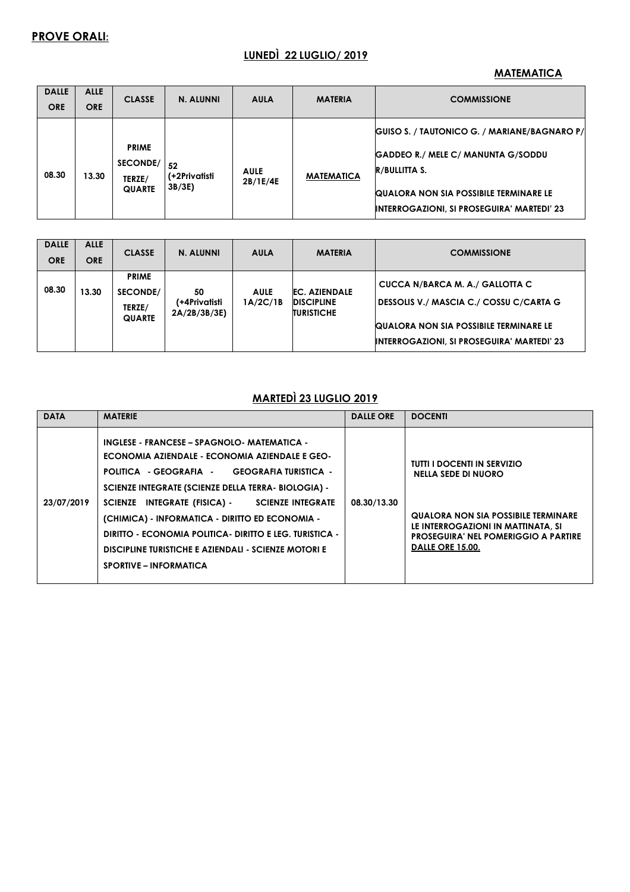## PROVE ORALI:

### LUNEDÌ 22 LUGLIO/ 2019

**MATEMATICA**

| DALLE ORE | ALLE ORE | CLASSE | N. ALUNNI | AULA | MATERIA | COMMISSIONE |
|---|---|---|---|---|---|---|
| 08.30 | 13.30 | PRIME SECONDE/ TERZE/ QUARTE | 52 (+2Privatisti 3B/3E) | AULE 2B/1E/4E | MATEMATICA | GUISO S. / TAUTONICO G. / MARIANE/BAGNARO P/ GADDEO R./ MELE C/ MANUNTA G/SODDU R/BULLITTA S. QUALORA NON SIA POSSIBILE TERMINARE LE INTERROGAZIONI, SI PROSEGUIRA' MARTEDI' 23 |

| DALLE ORE | ALLE ORE | CLASSE | N. ALUNNI | AULA | MATERIA | COMMISSIONE |
|---|---|---|---|---|---|---|
| 08.30 | 13.30 | PRIME SECONDE/ TERZE/ QUARTE | 50 (+4Privatisti 2A/2B/3B/3E) | AULE 1A/2C/1B | EC. AZIENDALE DISCIPLINE TURISTICHE | CUCCA N/BARCA M. A./ GALLOTTA C DESSOLIS V./ MASCIA C./ COSSU C/CARTA G QUALORA NON SIA POSSIBILE TERMINARE LE INTERROGAZIONI, SI PROSEGUIRA' MARTEDI' 23 |

### MARTEDÌ 23 LUGLIO 2019

| DATA | MATERIE | DALLE ORE | DOCENTI |
|---|---|---|---|
| 23/07/2019 | INGLESE - FRANCESE – SPAGNOLO- MATEMATICA - ECONOMIA AZIENDALE - ECONOMIA AZIENDALE E GEO-POLITICA - GEOGRAFIA - GEOGRAFIA TURISTICA - SCIENZE INTEGRATE (SCIENZE DELLA TERRA- BIOLOGIA) - SCIENZE INTEGRATE (FISICA) - SCIENZE INTEGRATE (CHIMICA) - INFORMATICA - DIRITTO ED ECONOMIA - DIRITTO - ECONOMIA POLITICA- DIRITTO E LEG. TURISTICA - DISCIPLINE TURISTICHE E AZIENDALI - SCIENZE MOTORI E SPORTIVE – INFORMATICA | 08.30/13.30 | TUTTI I DOCENTI IN SERVIZIO NELLA SEDE DI NUORO QUALORA NON SIA POSSIBILE TERMINARE LE INTERROGAZIONI IN MATTINATA, SI PROSEGUIRA' NEL POMERIGGIO A PARTIRE DALLE ORE 15.00. |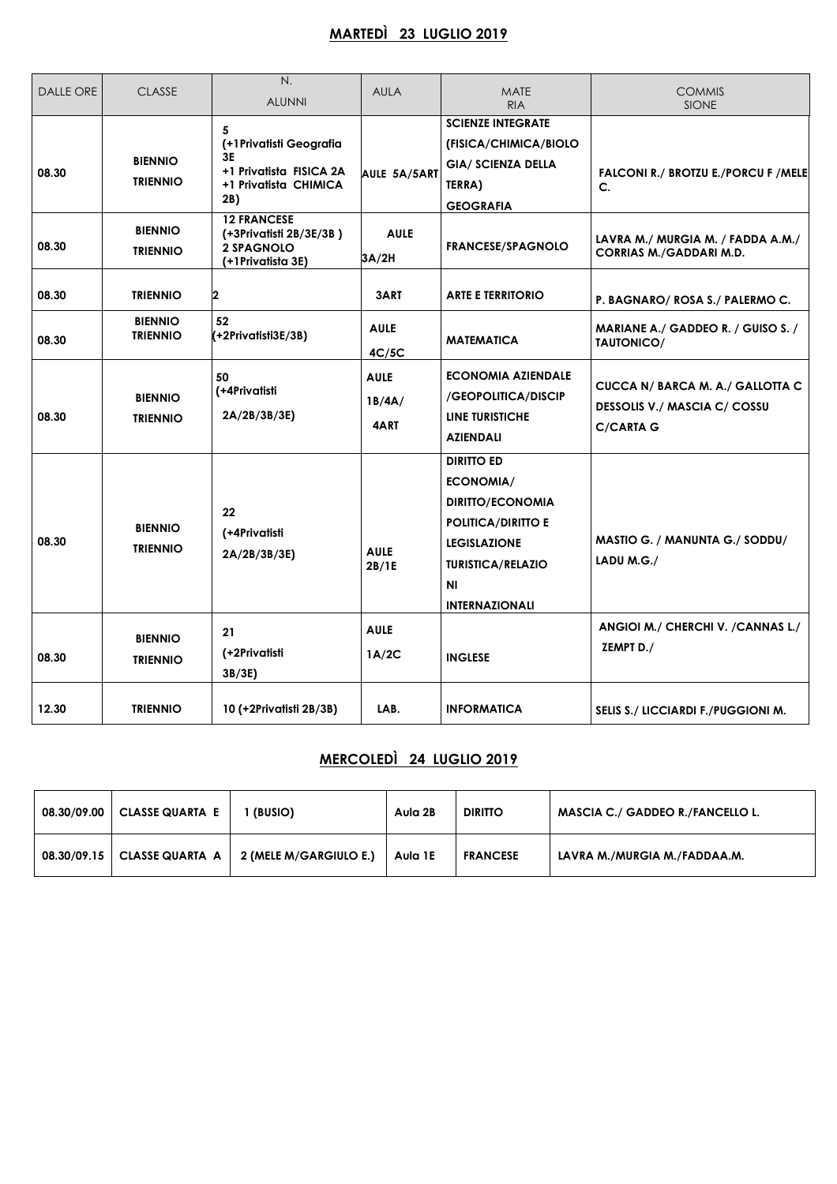## MARTEDÌ 23 LUGLIO 2019

| DALLE ORE | CLASSE | N. ALUNNI | AULA | MATERIA | COMMISSIONE |
|---|---|---|---|---|---|
| 08.30 | BIENNIO TRIENNIO | 5 (+1Privatisti Geografia 3E +1 Privatista FISICA 2A +1 Privatista CHIMICA 2B) | AULE 5A/5ART | SCIENZE INTEGRATE (FISICA/CHIMICA/BIOLOGIA/ SCIENZA DELLA TERRA) GEOGRAFIA | FALCONI R./ BROTZU E./PORCU F /MELE C. |
| 08.30 | BIENNIO TRIENNIO | 12 FRANCESE (+3Privatisti 2B/3E/3B ) 2 SPAGNOLO (+1Privatista 3E) | AULE 3A/2H | FRANCESE/SPAGNOLO | LAVRA M./ MURGIA M. / FADDA A.M./ CORRIAS M./GADDARI M.D. |
| 08.30 | TRIENNIO | 2 | 3ART | ARTE E TERRITORIO | P. BAGNARO/ ROSA S./ PALERMO C. |
| 08.30 | BIENNIO TRIENNIO | 52 (+2Privatisti3E/3B) | AULE 4C/5C | MATEMATICA | MARIANE A./ GADDEO R. / GUISO S. / TAUTONICO/ |
| 08.30 | BIENNIO TRIENNIO | 50 (+4Privatisti 2A/2B/3B/3E) | AULE 1B/4A/ 4ART | ECONOMIA AZIENDALE /GEOPOLITICA/DISCIPLINE TURISTICHE AZIENDALI | CUCCA N/ BARCA M. A./ GALLOTTA C DESSOLIS V./ MASCIA C/ COSSU C/CARTA G |
| 08.30 | BIENNIO TRIENNIO | 22 (+4Privatisti 2A/2B/3B/3E) | AULE 2B/1E | DIRITTO ED ECONOMIA/ DIRITTO/ECONOMIA POLITICA/DIRITTO E LEGISLAZIONE TURISTICA/RELAZIONI INTERNAZIONALI | MASTIO G. / MANUNTA G./ SODDU/ LADU M.G./ |
| 08.30 | BIENNIO TRIENNIO | 21 (+2Privatisti 3B/3E) | AULE 1A/2C | INGLESE | ANGIOI M./ CHERCHI V. /CANNAS L./ ZEMPT D./ |
| 12.30 | TRIENNIO | 10 (+2Privatisti 2B/3B) | LAB. | INFORMATICA | SELIS S./ LICCIARDI F./PUGGIONI M. |

## MERCOLEDÌ 24 LUGLIO 2019

| | | | | | |
|---|---|---|---|---|---|
| 08.30/09.00 | CLASSE QUARTA E | 1 (BUSIO) | Aula 2B | DIRITTO | MASCIA C./ GADDEO R./FANCELLO L. |
| 08.30/09.15 | CLASSE QUARTA A | 2 (MELE M/GARGIULO E.) | Aula 1E | FRANCESE | LAVRA M./MURGIA M./FADDAA.M. |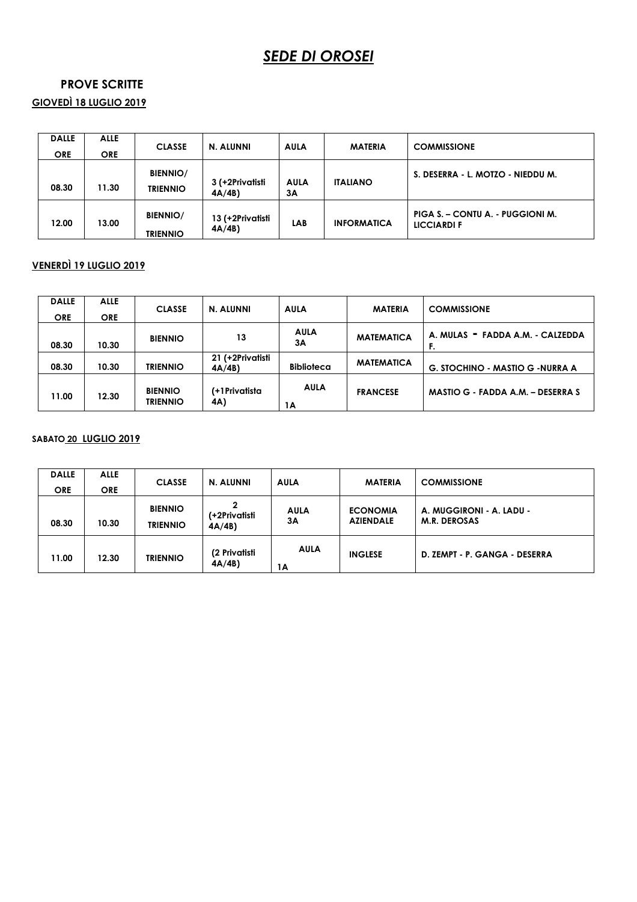# *SEDE DI OROSEI*

## PROVE SCRITTE

### GIOVEDÌ 18 LUGLIO 2019

| DALLE ORE | ALLE ORE | CLASSE | N. ALUNNI | AULA | MATERIA | COMMISSIONE |
|---|---|---|---|---|---|---|
| 08.30 | 11.30 | BIENNIO/ TRIENNIO | 3 (+2Privatisti 4A/4B) | AULA 3A | ITALIANO | S. DESERRA - L. MOTZO - NIEDDU M. |
| 12.00 | 13.00 | BIENNIO/ TRIENNIO | 13 (+2Privatisti 4A/4B) | LAB | INFORMATICA | PIGA S. – CONTU A. - PUGGIONI M. LICCIARDI F |

### VENERDÌ 19 LUGLIO 2019

| DALLE ORE | ALLE ORE | CLASSE | N. ALUNNI | AULA | MATERIA | COMMISSIONE |
|---|---|---|---|---|---|---|
| 08.30 | 10.30 | BIENNIO | 13 | AULA 3A | MATEMATICA | A. MULAS - FADDA A.M. - CALZEDDA F. |
| 08.30 | 10.30 | TRIENNIO | 21 (+2Privatisti 4A/4B) | Biblioteca | MATEMATICA | G. STOCHINO - MASTIO G -NURRA A |
| 11.00 | 12.30 | BIENNIO TRIENNIO | (+1Privatista 4A) | AULA 1A | FRANCESE | MASTIO G - FADDA A.M. – DESERRA S |

### SABATO 20 LUGLIO 2019

| DALLE ORE | ALLE ORE | CLASSE | N. ALUNNI | AULA | MATERIA | COMMISSIONE |
|---|---|---|---|---|---|---|
| 08.30 | 10.30 | BIENNIO TRIENNIO | 2 (+2Privatisti 4A/4B) | AULA 3A | ECONOMIA AZIENDALE | A. MUGGIRONI - A. LADU - M.R. DEROSAS |
| 11.00 | 12.30 | TRIENNIO | (2 Privatisti 4A/4B) | AULA 1A | INGLESE | D. ZEMPT - P. GANGA - DESERRA |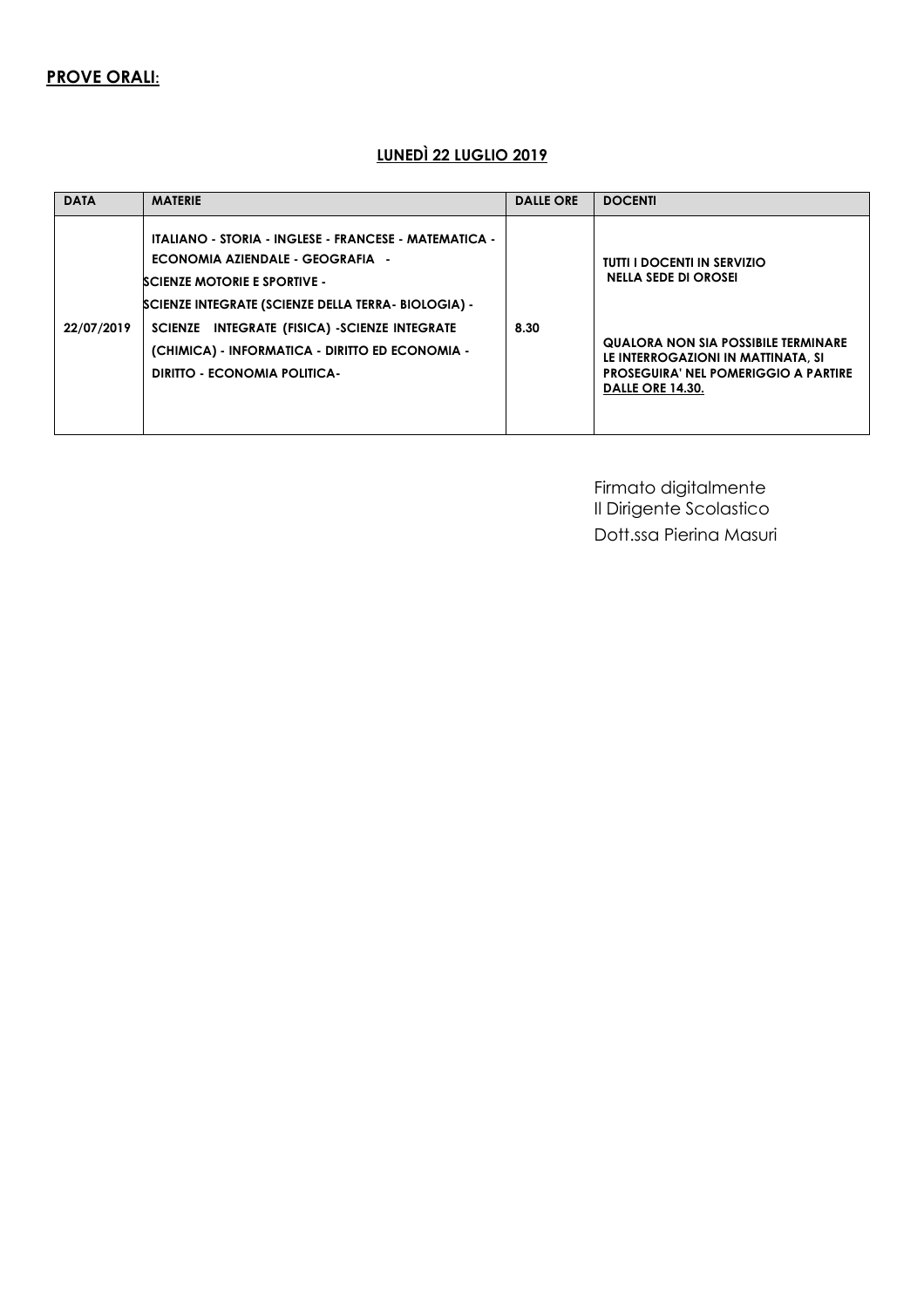**PROVE ORALI:**

**LUNEDÌ 22 LUGLIO 2019**

| DATA | MATERIE | DALLE ORE | DOCENTI |
|---|---|---|---|
| 22/07/2019 | ITALIANO - STORIA - INGLESE - FRANCESE - MATEMATICA - ECONOMIA AZIENDALE - GEOGRAFIA - SCIENZE MOTORIE E SPORTIVE - SCIENZE INTEGRATE (SCIENZE DELLA TERRA- BIOLOGIA) - SCIENZE INTEGRATE (FISICA) -SCIENZE INTEGRATE (CHIMICA) - INFORMATICA - DIRITTO ED ECONOMIA - DIRITTO - ECONOMIA POLITICA- | 8.30 | TUTTI I DOCENTI IN SERVIZIO NELLA SEDE DI OROSEI<br><br>QUALORA NON SIA POSSIBILE TERMINARE LE INTERROGAZIONI IN MATTINATA, SI PROSEGUIRA' NEL POMERIGGIO A PARTIRE **DALLE ORE 14.30.** |

Firmato digitalmente
Il Dirigente Scolastico
Dott.ssa Pierina Masuri